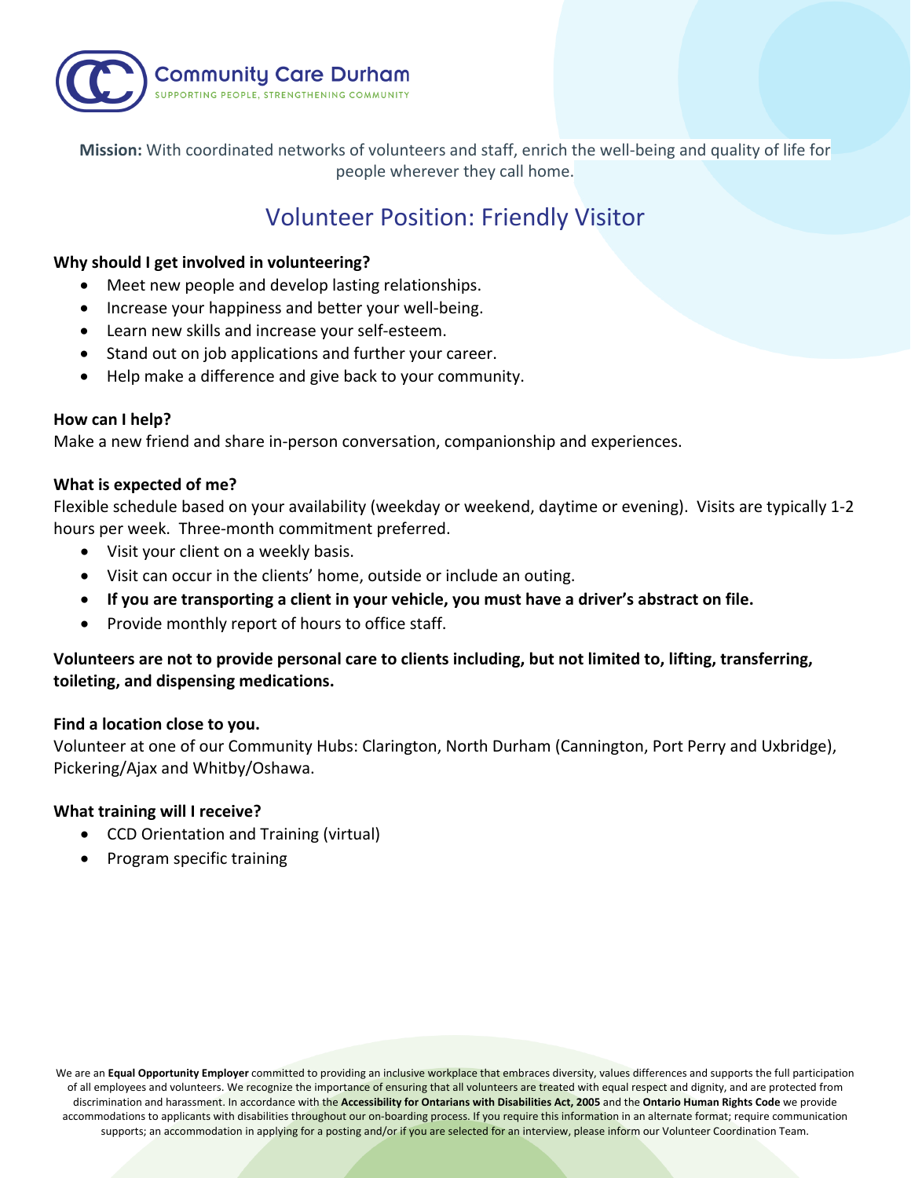Community Care Durham
SUPPORTING PEOPLE, STRENGTHENING COMMUNITY

**Mission:** With coordinated networks of volunteers and staff, enrich the well-being and quality of life for people wherever they call home.

# Volunteer Position: Friendly Visitor

**Why should I get involved in volunteering?**

- Meet new people and develop lasting relationships.
- Increase your happiness and better your well-being.
- Learn new skills and increase your self-esteem.
- Stand out on job applications and further your career.
- Help make a difference and give back to your community.

**How can I help?**

Make a new friend and share in-person conversation, companionship and experiences.

**What is expected of me?**

Flexible schedule based on your availability (weekday or weekend, daytime or evening). Visits are typically 1-2 hours per week. Three-month commitment preferred.

- Visit your client on a weekly basis.
- Visit can occur in the clients' home, outside or include an outing.
- **If you are transporting a client in your vehicle, you must have a driver's abstract on file.**
- Provide monthly report of hours to office staff.

**Volunteers are not to provide personal care to clients including, but not limited to, lifting, transferring, toileting, and dispensing medications.**

**Find a location close to you.**

Volunteer at one of our Community Hubs: Clarington, North Durham (Cannington, Port Perry and Uxbridge), Pickering/Ajax and Whitby/Oshawa.

**What training will I receive?**

- CCD Orientation and Training (virtual)
- Program specific training

We are an **Equal Opportunity Employer** committed to providing an inclusive workplace that embraces diversity, values differences and supports the full participation of all employees and volunteers. We recognize the importance of ensuring that all volunteers are treated with equal respect and dignity, and are protected from discrimination and harassment. In accordance with the **Accessibility for Ontarians with Disabilities Act, 2005** and the **Ontario Human Rights Code** we provide accommodations to applicants with disabilities throughout our on-boarding process. If you require this information in an alternate format; require communication supports; an accommodation in applying for a posting and/or if you are selected for an interview, please inform our Volunteer Coordination Team.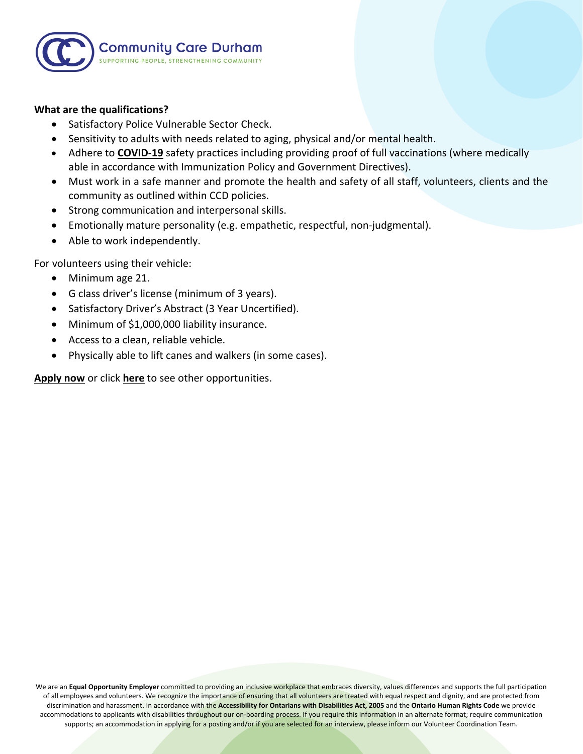**What are the qualifications?**

- Satisfactory Police Vulnerable Sector Check.
- Sensitivity to adults with needs related to aging, physical and/or mental health.
- Adhere to **COVID-19** safety practices including providing proof of full vaccinations (where medically able in accordance with Immunization Policy and Government Directives).
- Must work in a safe manner and promote the health and safety of all staff, volunteers, clients and the community as outlined within CCD policies.
- Strong communication and interpersonal skills.
- Emotionally mature personality (e.g. empathetic, respectful, non-judgmental).
- Able to work independently.

For volunteers using their vehicle:

- Minimum age 21.
- G class driver's license (minimum of 3 years).
- Satisfactory Driver's Abstract (3 Year Uncertified).
- Minimum of $1,000,000 liability insurance.
- Access to a clean, reliable vehicle.
- Physically able to lift canes and walkers (in some cases).

**Apply now** or click **here** to see other opportunities.

We are an **Equal Opportunity Employer** committed to providing an inclusive workplace that embraces diversity, values differences and supports the full participation of all employees and volunteers. We recognize the importance of ensuring that all volunteers are treated with equal respect and dignity, and are protected from discrimination and harassment. In accordance with the **Accessibility for Ontarians with Disabilities Act, 2005** and the **Ontario Human Rights Code** we provide accommodations to applicants with disabilities throughout our on-boarding process. If you require this information in an alternate format; require communication supports; an accommodation in applying for a posting and/or if you are selected for an interview, please inform our Volunteer Coordination Team.